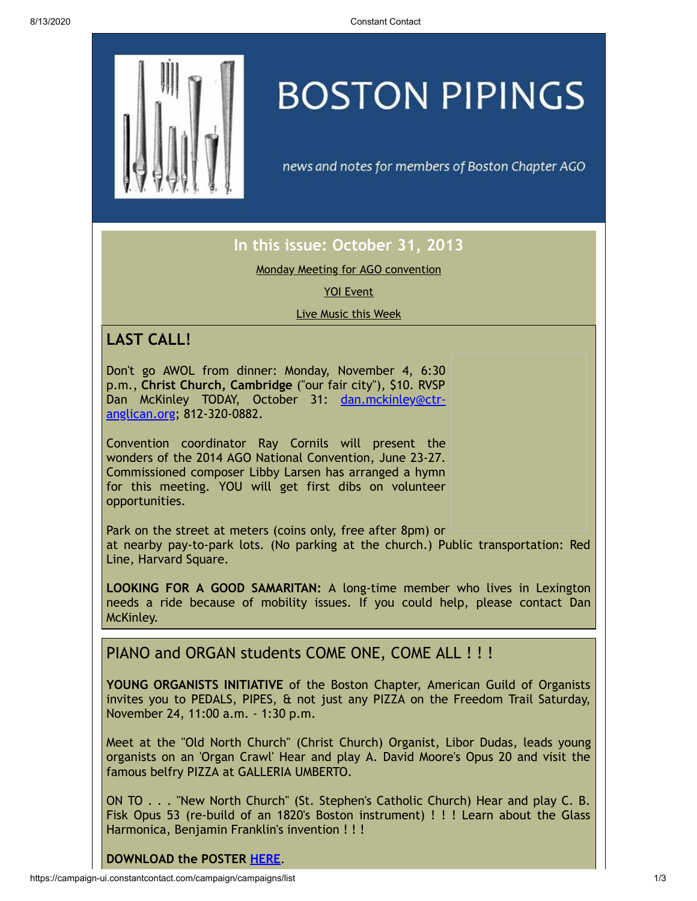# BOSTON PIPINGS

*news and notes for members of Boston Chapter AGO*

## In this issue: October 31, 2013

Monday Meeting for AGO convention

YOI Event

Live Music this Week

## LAST CALL!

Don't go AWOL from dinner: Monday, November 4, 6:30 p.m., **Christ Church, Cambridge** ("our fair city"), $10. RVSP Dan McKinley TODAY, October 31: dan.mckinley@ctr-anglican.org; 812-320-0882.

Convention coordinator Ray Cornils will present the wonders of the 2014 AGO National Convention, June 23-27. Commissioned composer Libby Larsen has arranged a hymn for this meeting. YOU will get first dibs on volunteer opportunities.

Park on the street at meters (coins only, free after 8pm) or at nearby pay-to-park lots. (No parking at the church.) Public transportation: Red Line, Harvard Square.

**LOOKING FOR A GOOD SAMARITAN:** A long-time member who lives in Lexington needs a ride because of mobility issues. If you could help, please contact Dan McKinley.

## PIANO and ORGAN students COME ONE, COME ALL ! ! !

**YOUNG ORGANISTS INITIATIVE** of the Boston Chapter, American Guild of Organists invites you to PEDALS, PIPES, & not just any PIZZA on the Freedom Trail Saturday, November 24, 11:00 a.m. - 1:30 p.m.

Meet at the "Old North Church" (Christ Church) Organist, Libor Dudas, leads young organists on an 'Organ Crawl' Hear and play A. David Moore's Opus 20 and visit the famous belfry PIZZA at GALLERIA UMBERTO.

ON TO . . . "New North Church" (St. Stephen's Catholic Church) Hear and play C. B. Fisk Opus 53 (re-build of an 1820's Boston instrument) ! ! ! Learn about the Glass Harmonica, Benjamin Franklin's invention ! ! !

**DOWNLOAD the POSTER HERE.**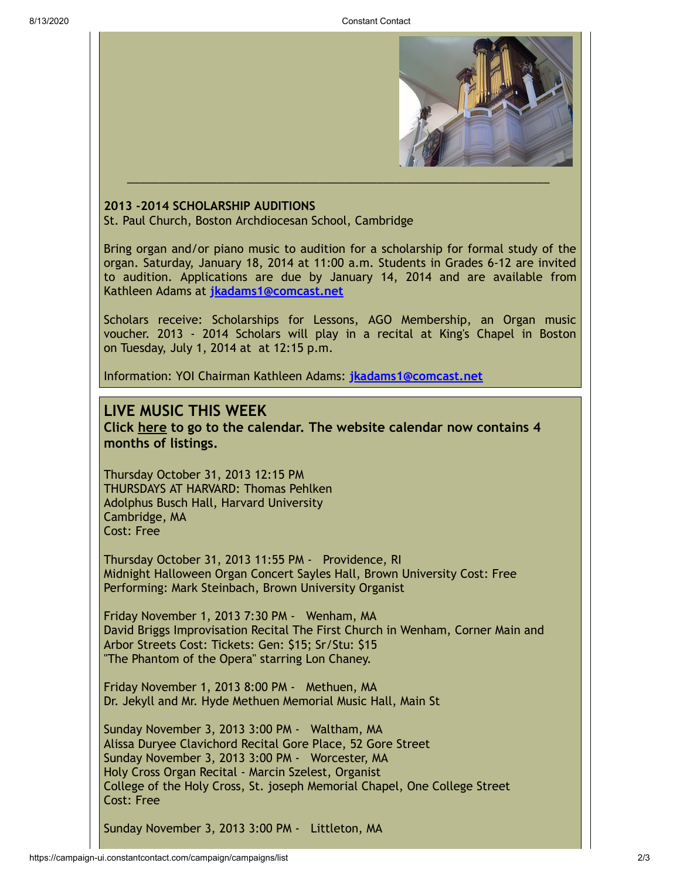---

**2013 -2014 SCHOLARSHIP AUDITIONS**
St. Paul Church, Boston Archdiocesan School, Cambridge

Bring organ and/or piano music to audition for a scholarship for formal study of the organ. Saturday, January 18, 2014 at 11:00 a.m. Students in Grades 6-12 are invited to audition. Applications are due by January 14, 2014 and are available from Kathleen Adams at **jkadams1@comcast.net**

Scholars receive: Scholarships for Lessons, AGO Membership, an Organ music voucher. 2013 - 2014 Scholars will play in a recital at King's Chapel in Boston on Tuesday, July 1, 2014 at at 12:15 p.m.

Information: YOI Chairman Kathleen Adams: **jkadams1@comcast.net**

## LIVE MUSIC THIS WEEK

**Click here to go to the calendar. The website calendar now contains 4 months of listings.**

Thursday October 31, 2013 12:15 PM
THURSDAYS AT HARVARD: Thomas Pehlken
Adolphus Busch Hall, Harvard University
Cambridge, MA
Cost: Free

Thursday October 31, 2013 11:55 PM - Providence, RI
Midnight Halloween Organ Concert Sayles Hall, Brown University Cost: Free
Performing: Mark Steinbach, Brown University Organist

Friday November 1, 2013 7:30 PM - Wenham, MA
David Briggs Improvisation Recital The First Church in Wenham, Corner Main and Arbor Streets Cost: Tickets: Gen: $15; Sr/Stu: $15
"The Phantom of the Opera" starring Lon Chaney.

Friday November 1, 2013 8:00 PM - Methuen, MA
Dr. Jekyll and Mr. Hyde Methuen Memorial Music Hall, Main St

Sunday November 3, 2013 3:00 PM - Waltham, MA
Alissa Duryee Clavichord Recital Gore Place, 52 Gore Street
Sunday November 3, 2013 3:00 PM - Worcester, MA
Holy Cross Organ Recital - Marcin Szelest, Organist
College of the Holy Cross, St. joseph Memorial Chapel, One College Street
Cost: Free

Sunday November 3, 2013 3:00 PM - Littleton, MA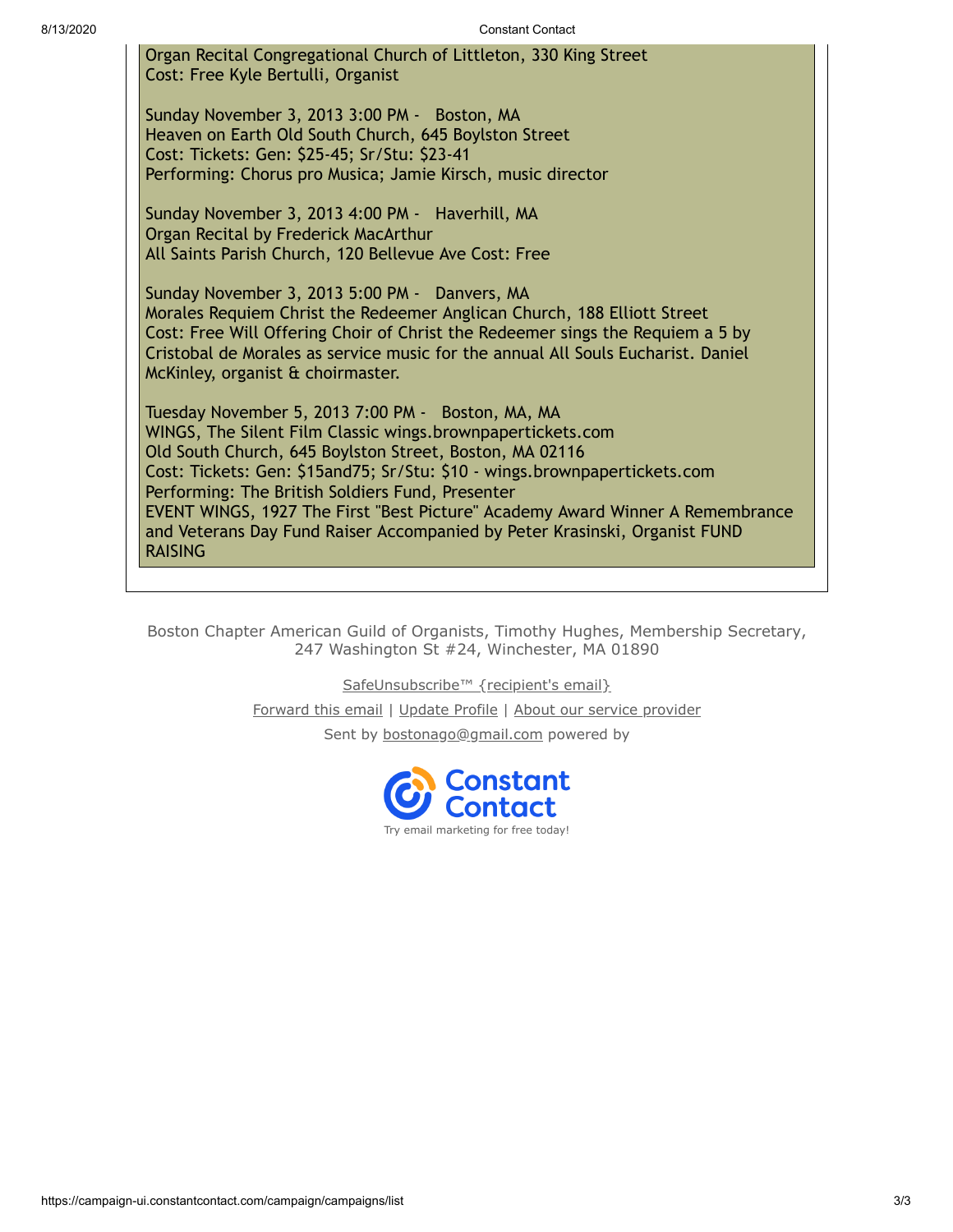Organ Recital Congregational Church of Littleton, 330 King Street
Cost: Free Kyle Bertulli, Organist

Sunday November 3, 2013 3:00 PM - Boston, MA
Heaven on Earth Old South Church, 645 Boylston Street
Cost: Tickets: Gen: $25-45; Sr/Stu: $23-41
Performing: Chorus pro Musica; Jamie Kirsch, music director

Sunday November 3, 2013 4:00 PM - Haverhill, MA
Organ Recital by Frederick MacArthur
All Saints Parish Church, 120 Bellevue Ave Cost: Free

Sunday November 3, 2013 5:00 PM - Danvers, MA
Morales Requiem Christ the Redeemer Anglican Church, 188 Elliott Street
Cost: Free Will Offering Choir of Christ the Redeemer sings the Requiem a 5 by Cristobal de Morales as service music for the annual All Souls Eucharist. Daniel McKinley, organist & choirmaster.

Tuesday November 5, 2013 7:00 PM - Boston, MA, MA
WINGS, The Silent Film Classic wings.brownpapertickets.com
Old South Church, 645 Boylston Street, Boston, MA 02116
Cost: Tickets: Gen: $15and75; Sr/Stu: $10 - wings.brownpapertickets.com
Performing: The British Soldiers Fund, Presenter
EVENT WINGS, 1927 The First "Best Picture" Academy Award Winner A Remembrance and Veterans Day Fund Raiser Accompanied by Peter Krasinski, Organist FUND RAISING

Boston Chapter American Guild of Organists, Timothy Hughes, Membership Secretary, 247 Washington St #24, Winchester, MA 01890

SafeUnsubscribe™ {recipient's email}

Forward this email | Update Profile | About our service provider

Sent by bostonago@gmail.com powered by

Constant Contact

Try email marketing for free today!